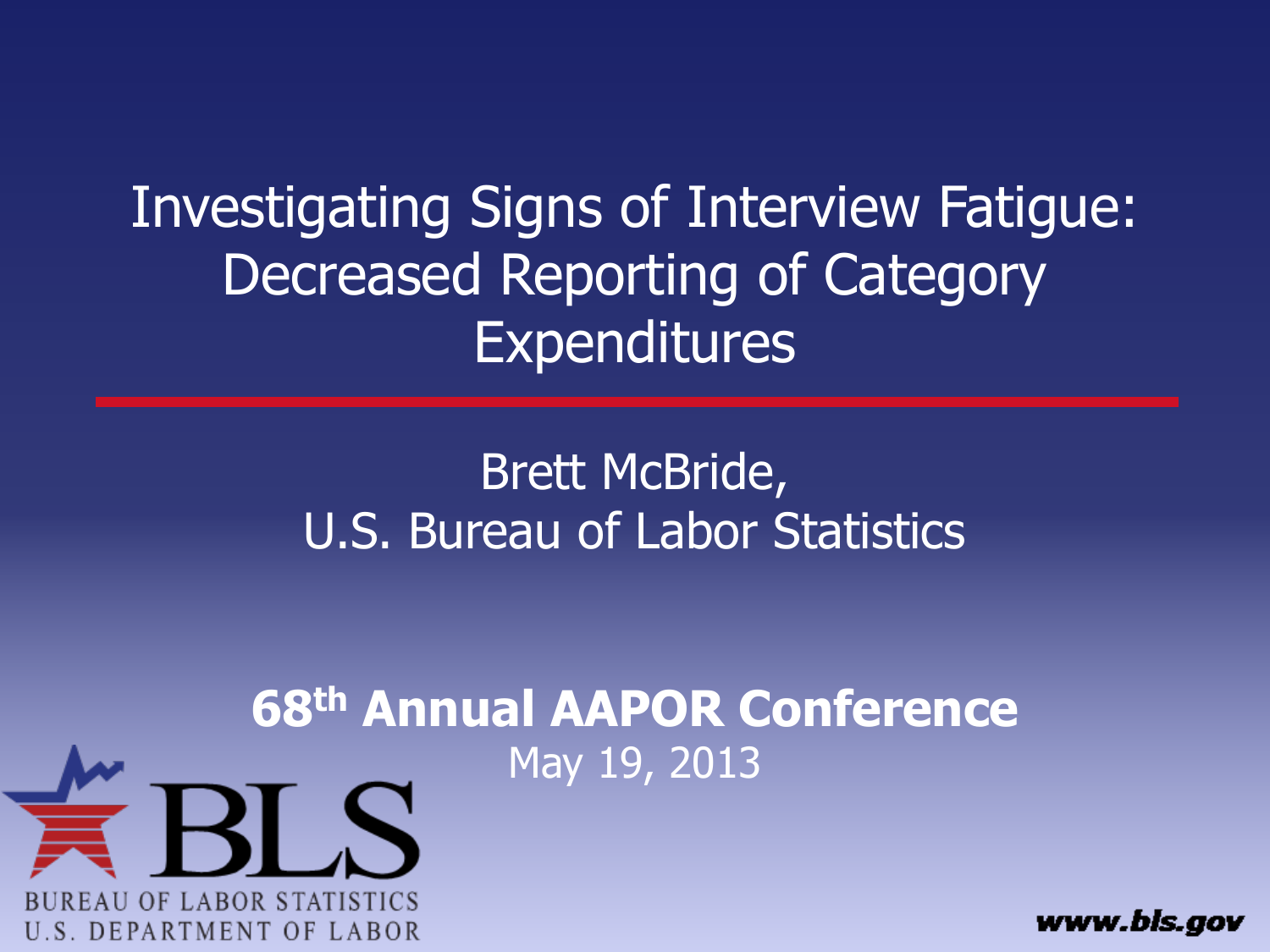# Investigating Signs of Interview Fatigue: Decreased Reporting of Category Expenditures

Brett McBride,
U.S. Bureau of Labor Statistics

**68th Annual AAPOR Conference**

May 19, 2013

BLS
BUREAU OF LABOR STATISTICS
U.S. DEPARTMENT OF LABOR

www.bls.gov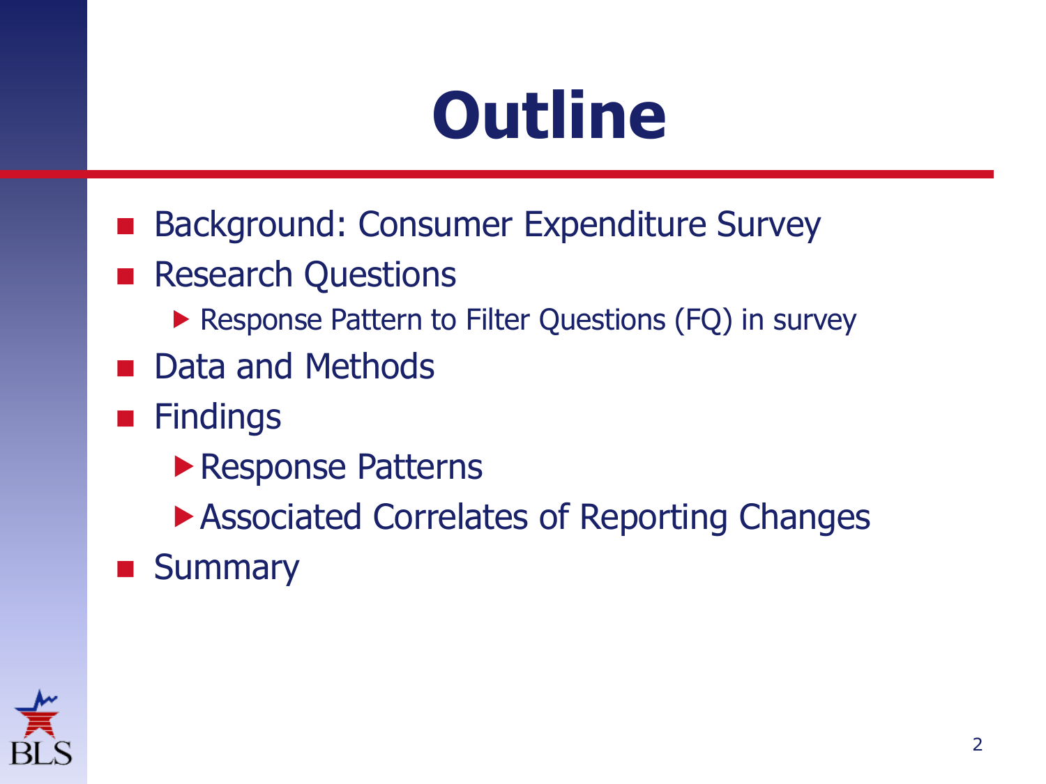# Outline

- Background: Consumer Expenditure Survey
- Research Questions
  - Response Pattern to Filter Questions (FQ) in survey
- Data and Methods
- Findings
  - Response Patterns
  - Associated Correlates of Reporting Changes
- Summary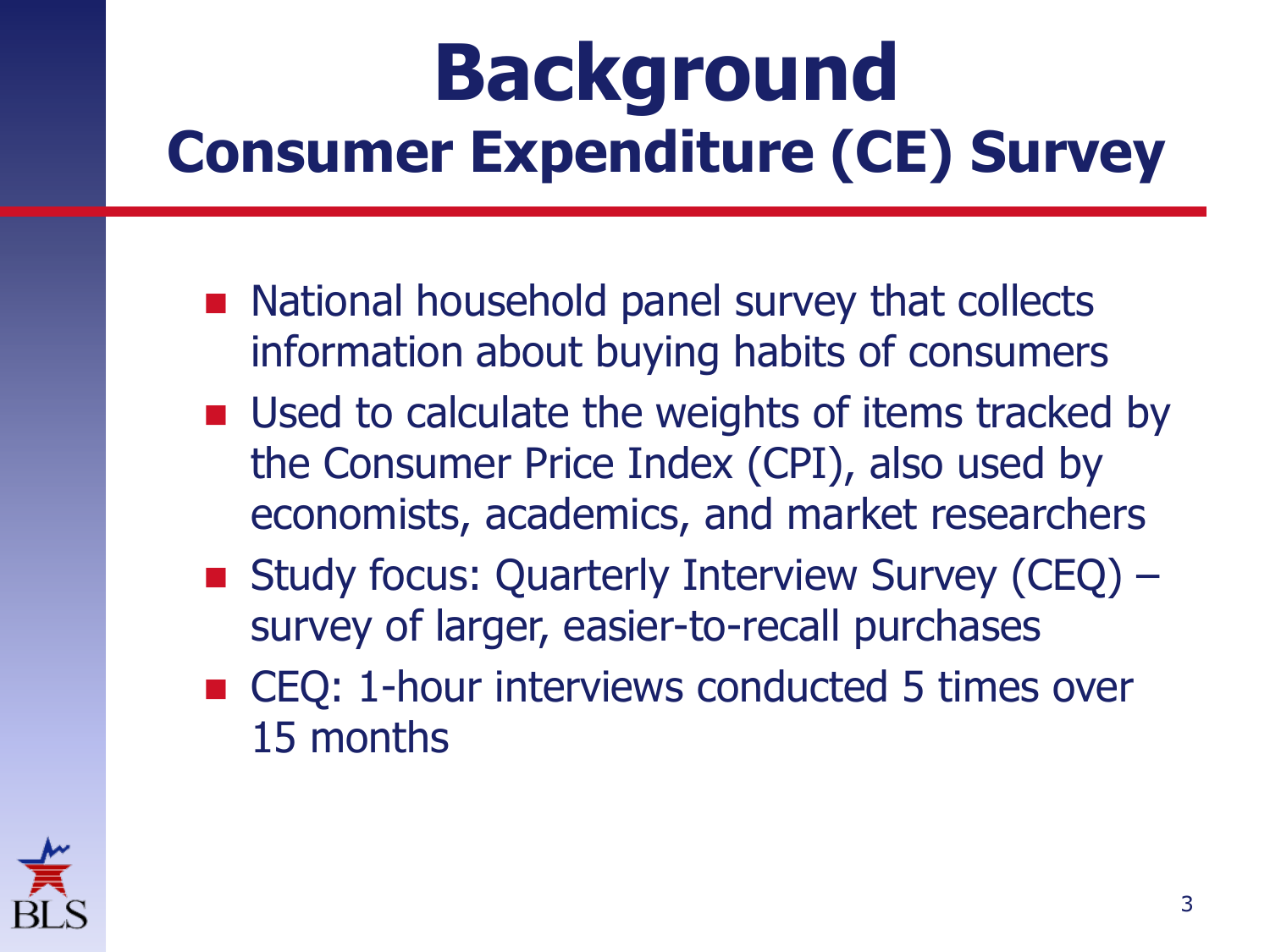# Background

## Consumer Expenditure (CE) Survey

- National household panel survey that collects information about buying habits of consumers
- Used to calculate the weights of items tracked by the Consumer Price Index (CPI), also used by economists, academics, and market researchers
- Study focus: Quarterly Interview Survey (CEQ) – survey of larger, easier-to-recall purchases
- CEQ: 1-hour interviews conducted 5 times over 15 months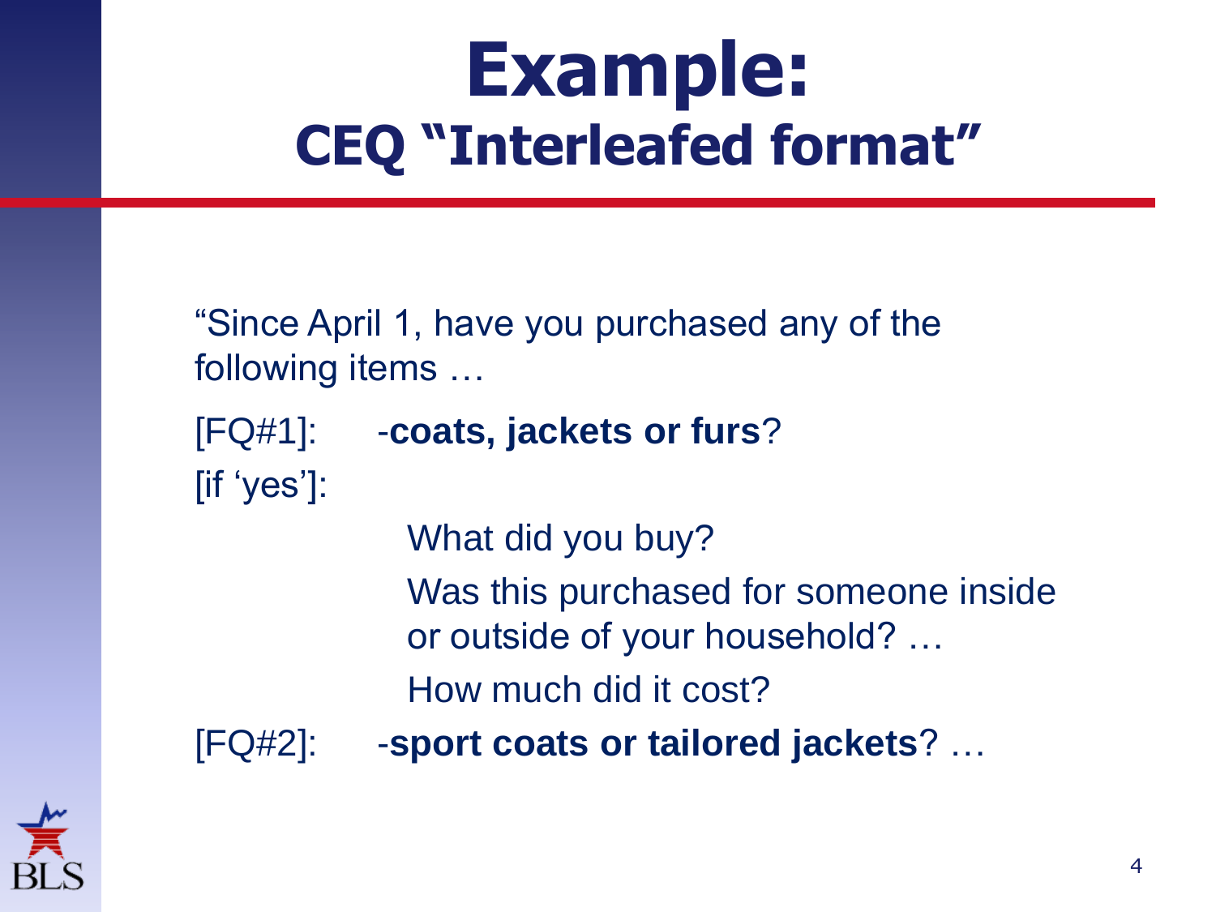# Example:
## CEQ "Interleafed format"

"Since April 1, have you purchased any of the following items …

[FQ#1]: -**coats, jackets or furs**?

[if 'yes']:

- What did you buy?
- Was this purchased for someone inside or outside of your household? …
- How much did it cost?

[FQ#2]: -**sport coats or tailored jackets**? …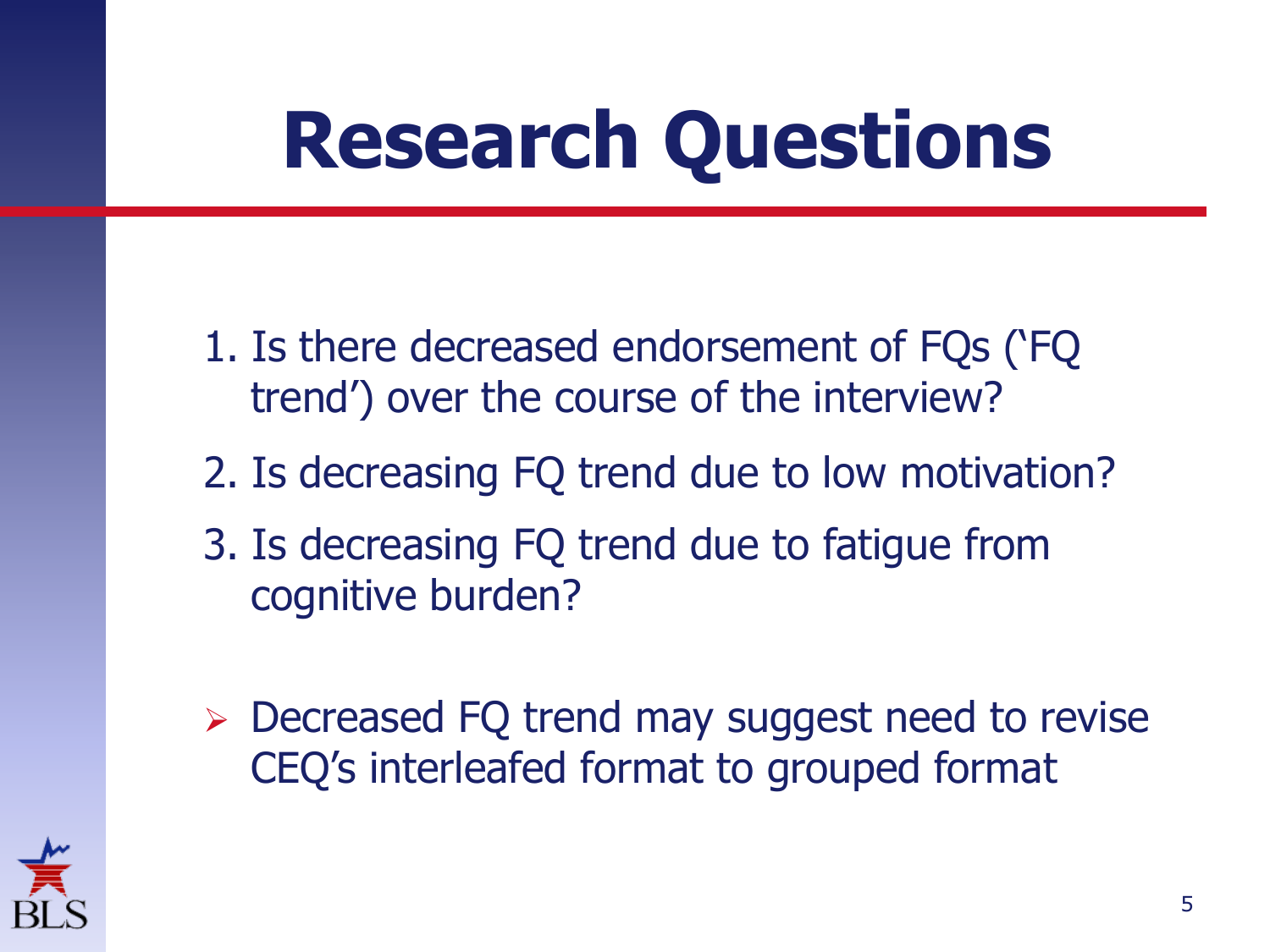# Research Questions

1. Is there decreased endorsement of FQs ('FQ trend') over the course of the interview?
2. Is decreasing FQ trend due to low motivation?
3. Is decreasing FQ trend due to fatigue from cognitive burden?

- Decreased FQ trend may suggest need to revise CEQ's interleafed format to grouped format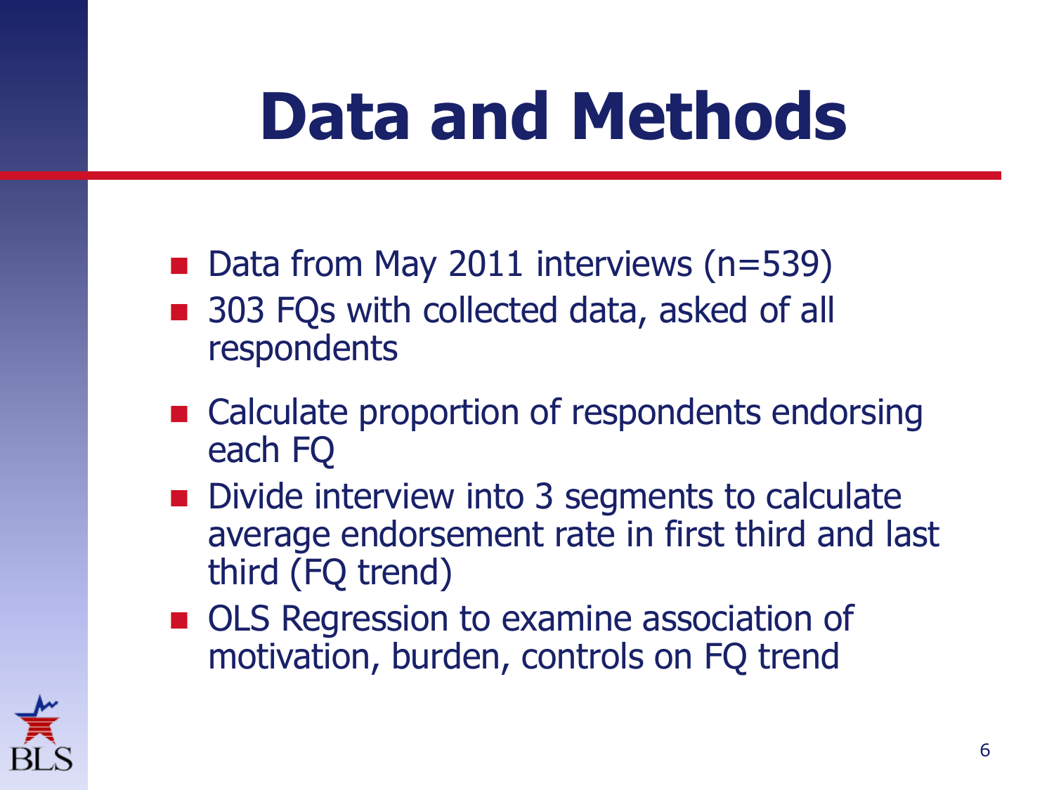# Data and Methods

- Data from May 2011 interviews (n=539)
- 303 FQs with collected data, asked of all respondents
- Calculate proportion of respondents endorsing each FQ
- Divide interview into 3 segments to calculate average endorsement rate in first third and last third (FQ trend)
- OLS Regression to examine association of motivation, burden, controls on FQ trend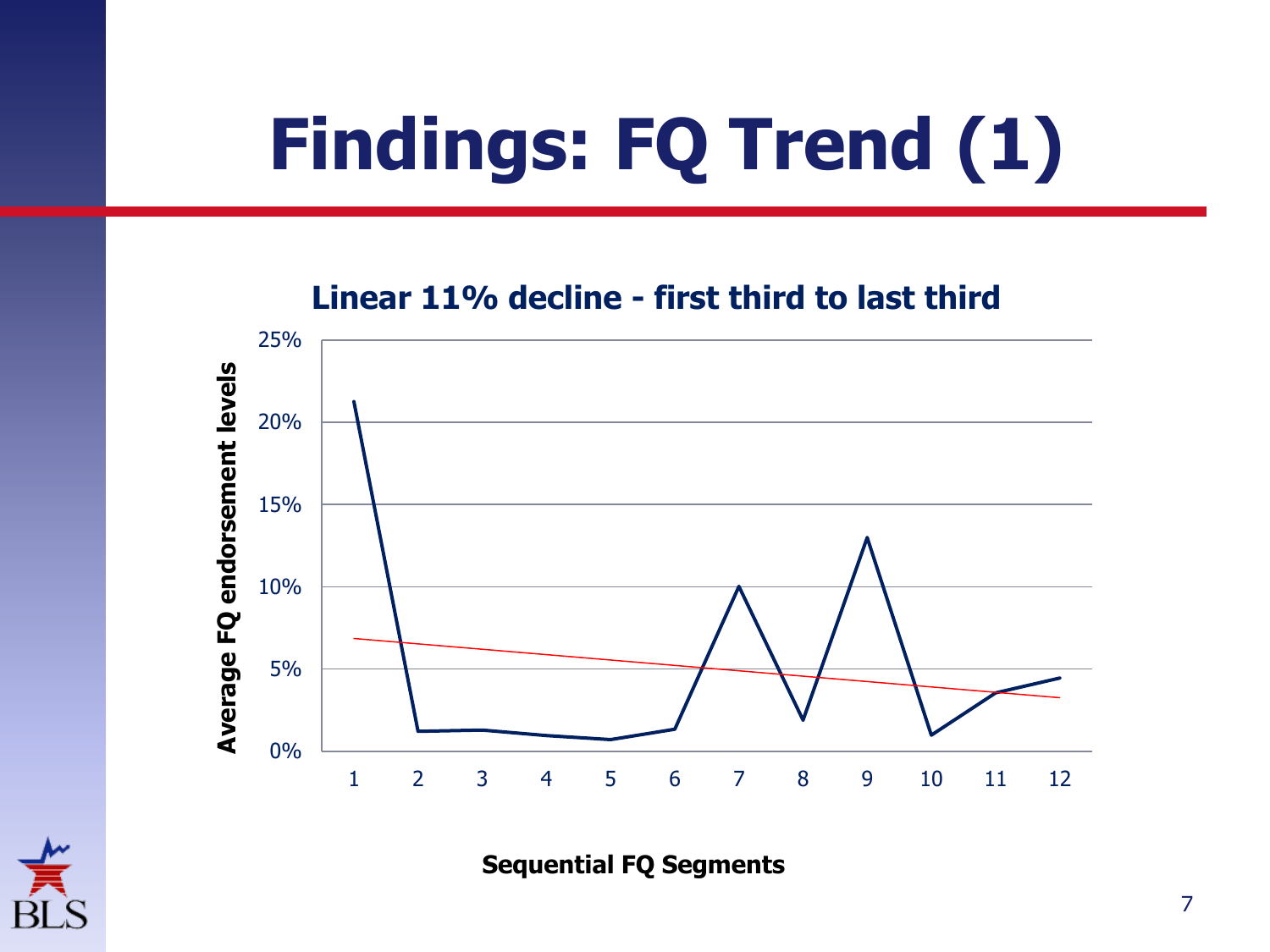# Findings: FQ Trend (1)

**Linear 11% decline - first third to last third**

Average FQ endorsement levels

25%
20%
15%
10%
5%
0%

1 2 3 4 5 6 7 8 9 10 11 12

**Sequential FQ Segments**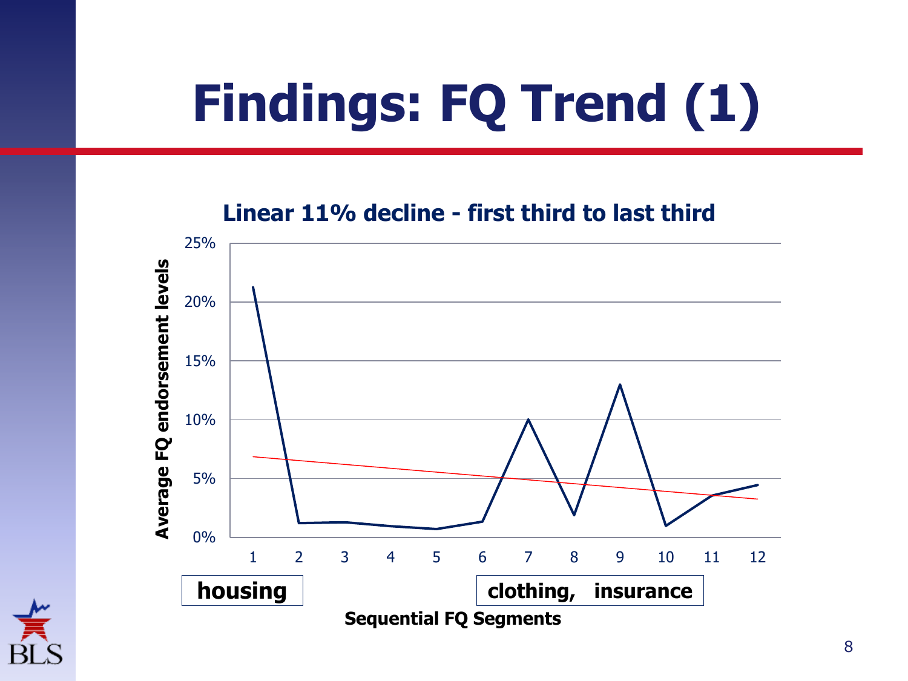# Findings: FQ Trend (1)

**Linear 11% decline - first third to last third**

Average FQ endorsement levels

25%
20%
15%
10%
5%
0%

1 2 3 4 5 6 7 8 9 10 11 12

**housing**

**clothing, insurance**

**Sequential FQ Segments**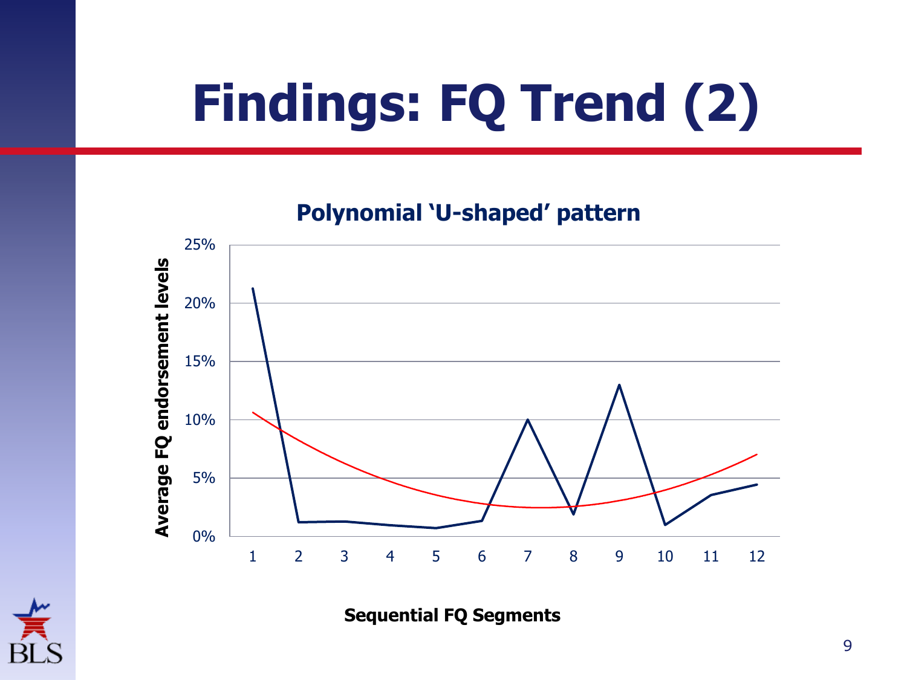# Findings: FQ Trend (2)

**Polynomial 'U-shaped' pattern**

Average FQ endorsement levels

25%
20%
15%
10%
5%
0%

1 2 3 4 5 6 7 8 9 10 11 12

**Sequential FQ Segments**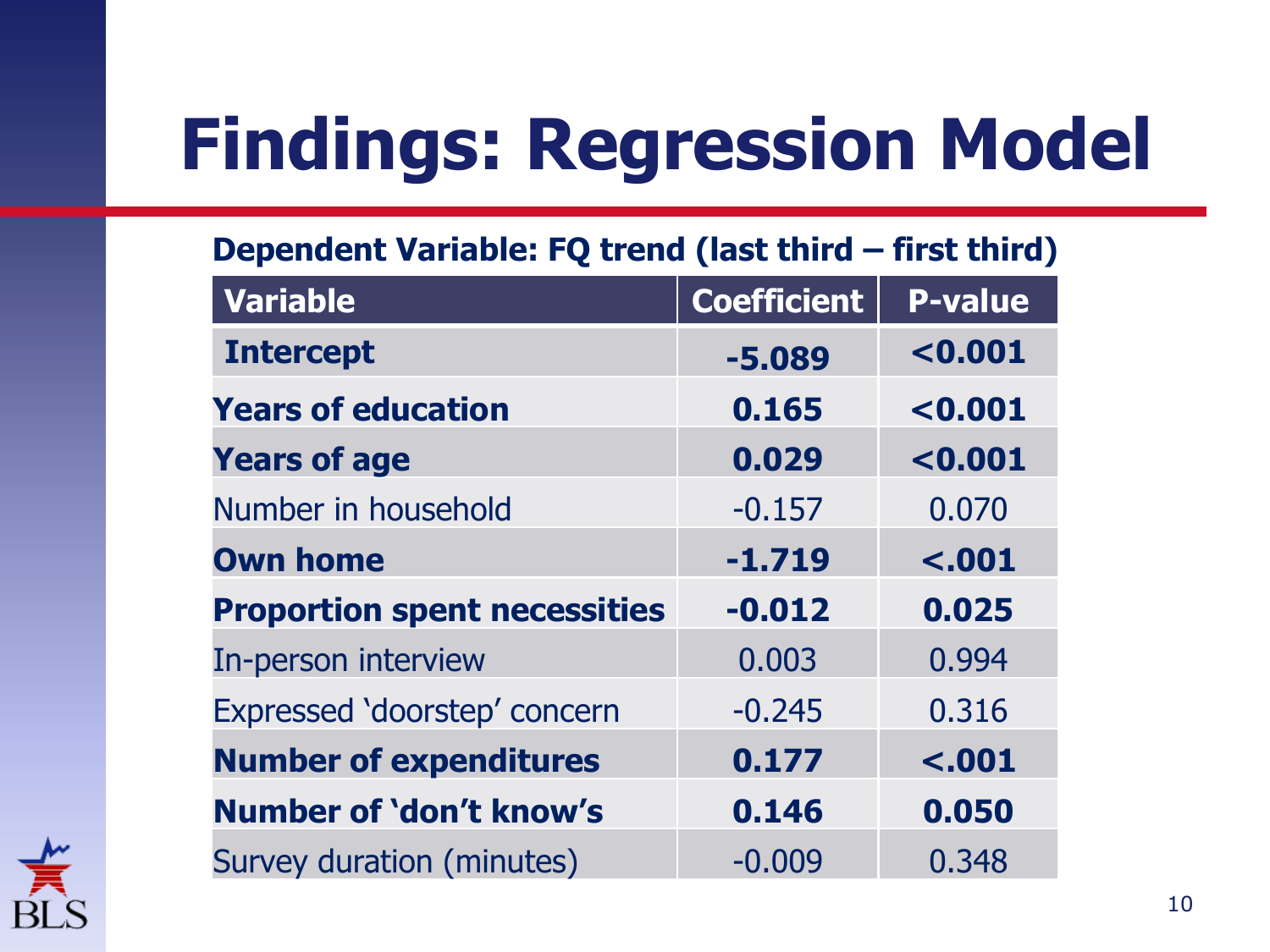# Findings: Regression Model

**Dependent Variable: FQ trend (last third – first third)**

| Variable | Coefficient | P-value |
|---|---|---|
| **Intercept** | **-5.089** | **<0.001** |
| **Years of education** | **0.165** | **<0.001** |
| **Years of age** | **0.029** | **<0.001** |
| Number in household | -0.157 | 0.070 |
| **Own home** | **-1.719** | **<.001** |
| **Proportion spent necessities** | **-0.012** | **0.025** |
| In-person interview | 0.003 | 0.994 |
| Expressed 'doorstep' concern | -0.245 | 0.316 |
| **Number of expenditures** | **0.177** | **<.001** |
| **Number of 'don't know's** | **0.146** | **0.050** |
| Survey duration (minutes) | -0.009 | 0.348 |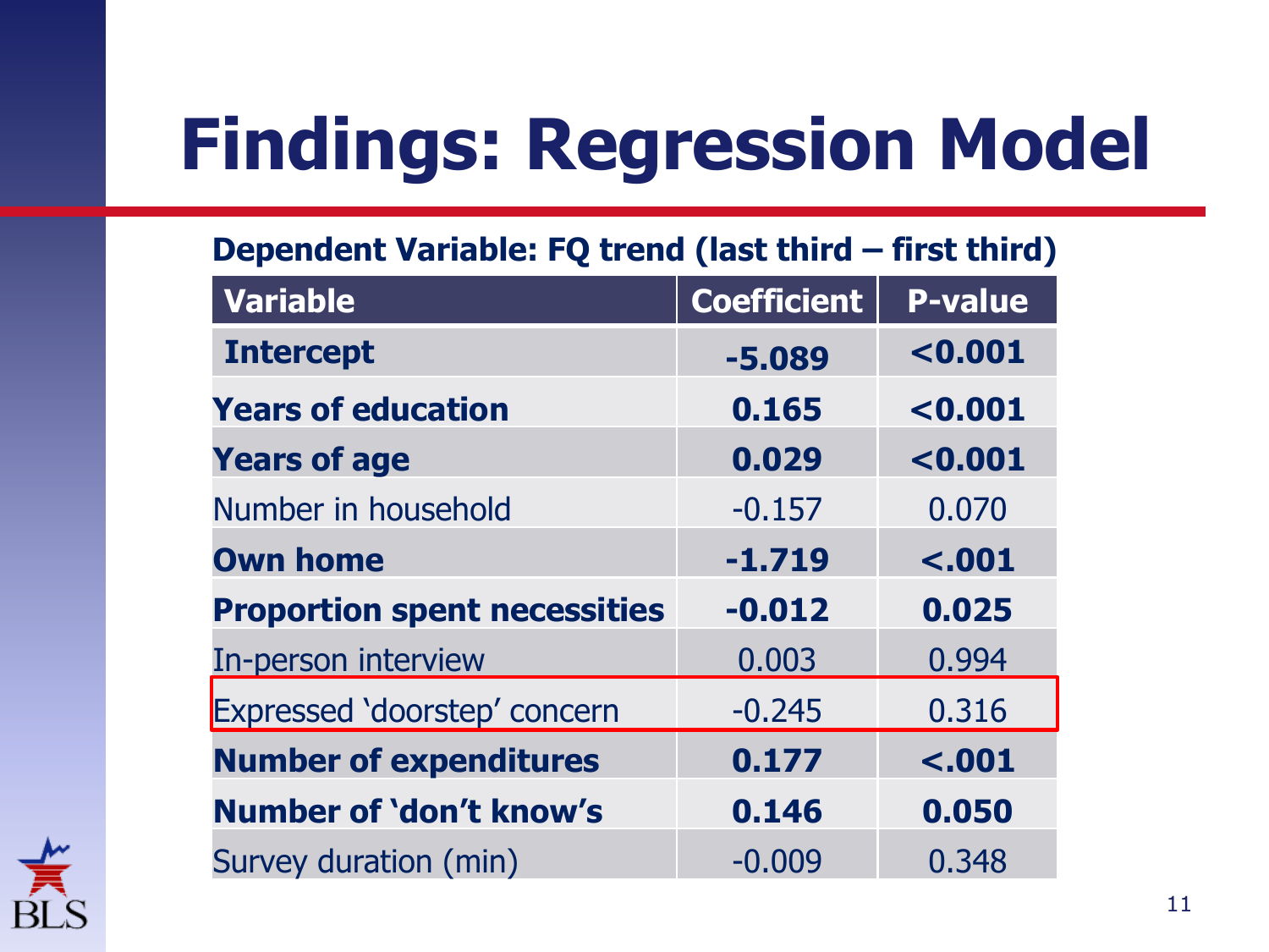# Findings: Regression Model

**Dependent Variable: FQ trend (last third – first third)**

| Variable | Coefficient | P-value |
|---|---|---|
| **Intercept** | **-5.089** | **<0.001** |
| **Years of education** | **0.165** | **<0.001** |
| **Years of age** | **0.029** | **<0.001** |
| Number in household | -0.157 | 0.070 |
| **Own home** | **-1.719** | **<.001** |
| **Proportion spent necessities** | **-0.012** | **0.025** |
| In-person interview | 0.003 | 0.994 |
| Expressed 'doorstep' concern | -0.245 | 0.316 |
| **Number of expenditures** | **0.177** | **<.001** |
| **Number of 'don't know's** | **0.146** | **0.050** |
| Survey duration (min) | -0.009 | 0.348 |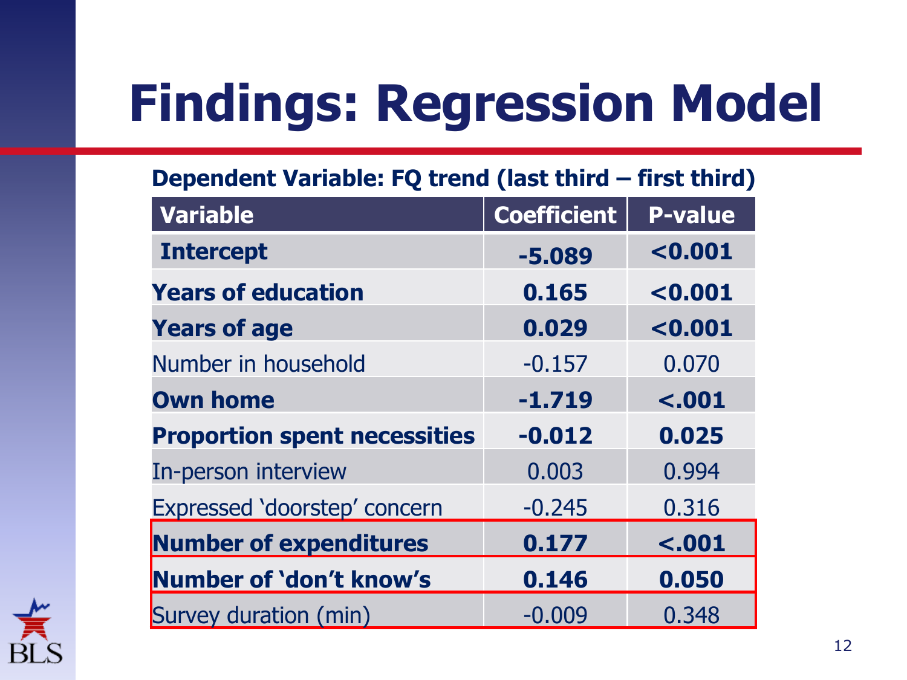# Findings: Regression Model

**Dependent Variable: FQ trend (last third – first third)**

| Variable | Coefficient | P-value |
|---|---|---|
| **Intercept** | **-5.089** | **<0.001** |
| **Years of education** | **0.165** | **<0.001** |
| **Years of age** | **0.029** | **<0.001** |
| Number in household | -0.157 | 0.070 |
| **Own home** | **-1.719** | **<.001** |
| **Proportion spent necessities** | **-0.012** | **0.025** |
| In-person interview | 0.003 | 0.994 |
| Expressed 'doorstep' concern | -0.245 | 0.316 |
| **Number of expenditures** | **0.177** | **<.001** |
| **Number of 'don't know's** | **0.146** | **0.050** |
| Survey duration (min) | -0.009 | 0.348 |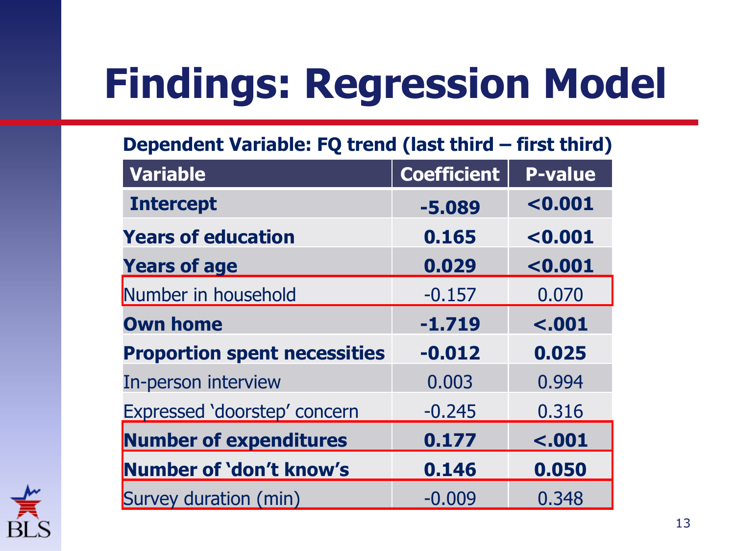# Findings: Regression Model

**Dependent Variable: FQ trend (last third – first third)**

| Variable | Coefficient | P-value |
|---|---|---|
| **Intercept** | **-5.089** | **<0.001** |
| **Years of education** | **0.165** | **<0.001** |
| **Years of age** | **0.029** | **<0.001** |
| Number in household | -0.157 | 0.070 |
| **Own home** | **-1.719** | **<.001** |
| **Proportion spent necessities** | **-0.012** | **0.025** |
| In-person interview | 0.003 | 0.994 |
| Expressed 'doorstep' concern | -0.245 | 0.316 |
| **Number of expenditures** | **0.177** | **<.001** |
| **Number of 'don't know's** | **0.146** | **0.050** |
| Survey duration (min) | -0.009 | 0.348 |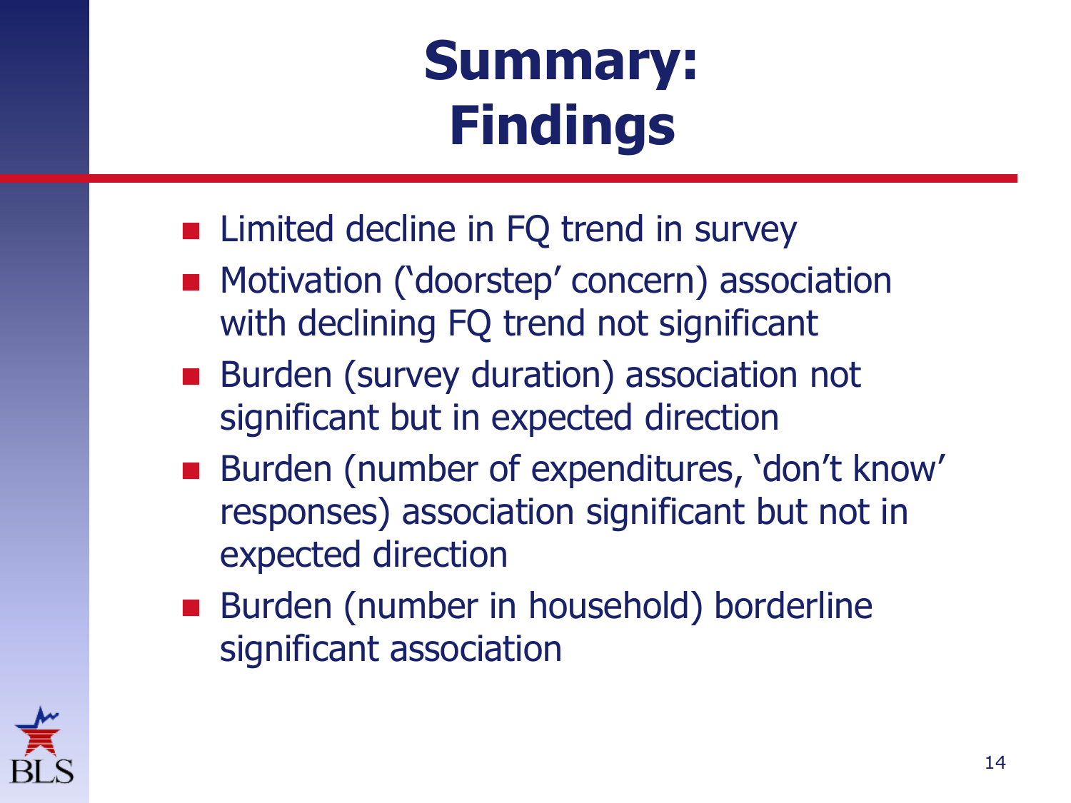# Summary: Findings

- Limited decline in FQ trend in survey
- Motivation (‘doorstep’ concern) association with declining FQ trend not significant
- Burden (survey duration) association not significant but in expected direction
- Burden (number of expenditures, ‘don’t know’ responses) association significant but not in expected direction
- Burden (number in household) borderline significant association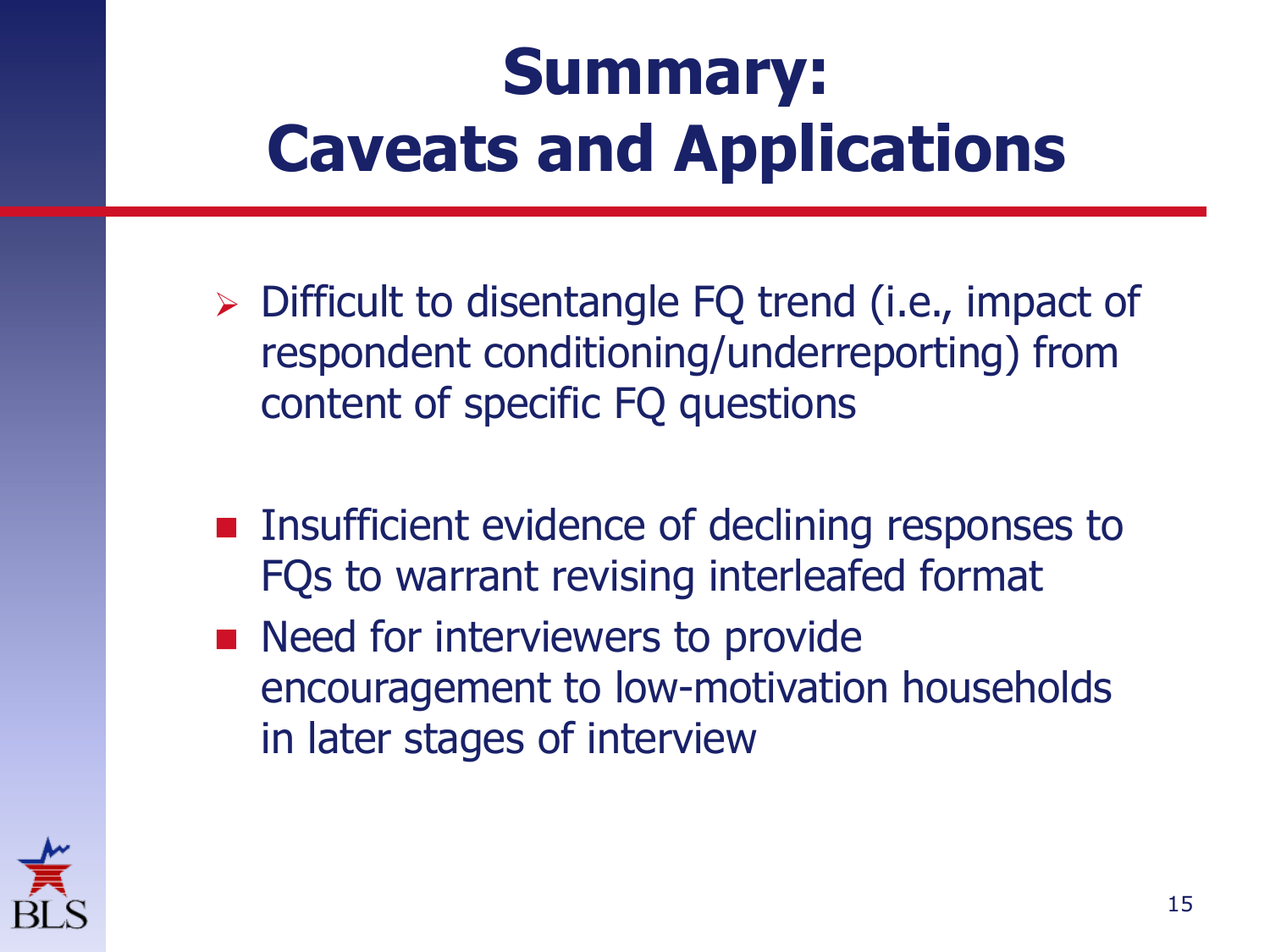# Summary: Caveats and Applications

- Difficult to disentangle FQ trend (i.e., impact of respondent conditioning/underreporting) from content of specific FQ questions

- Insufficient evidence of declining responses to FQs to warrant revising interleafed format
- Need for interviewers to provide encouragement to low-motivation households in later stages of interview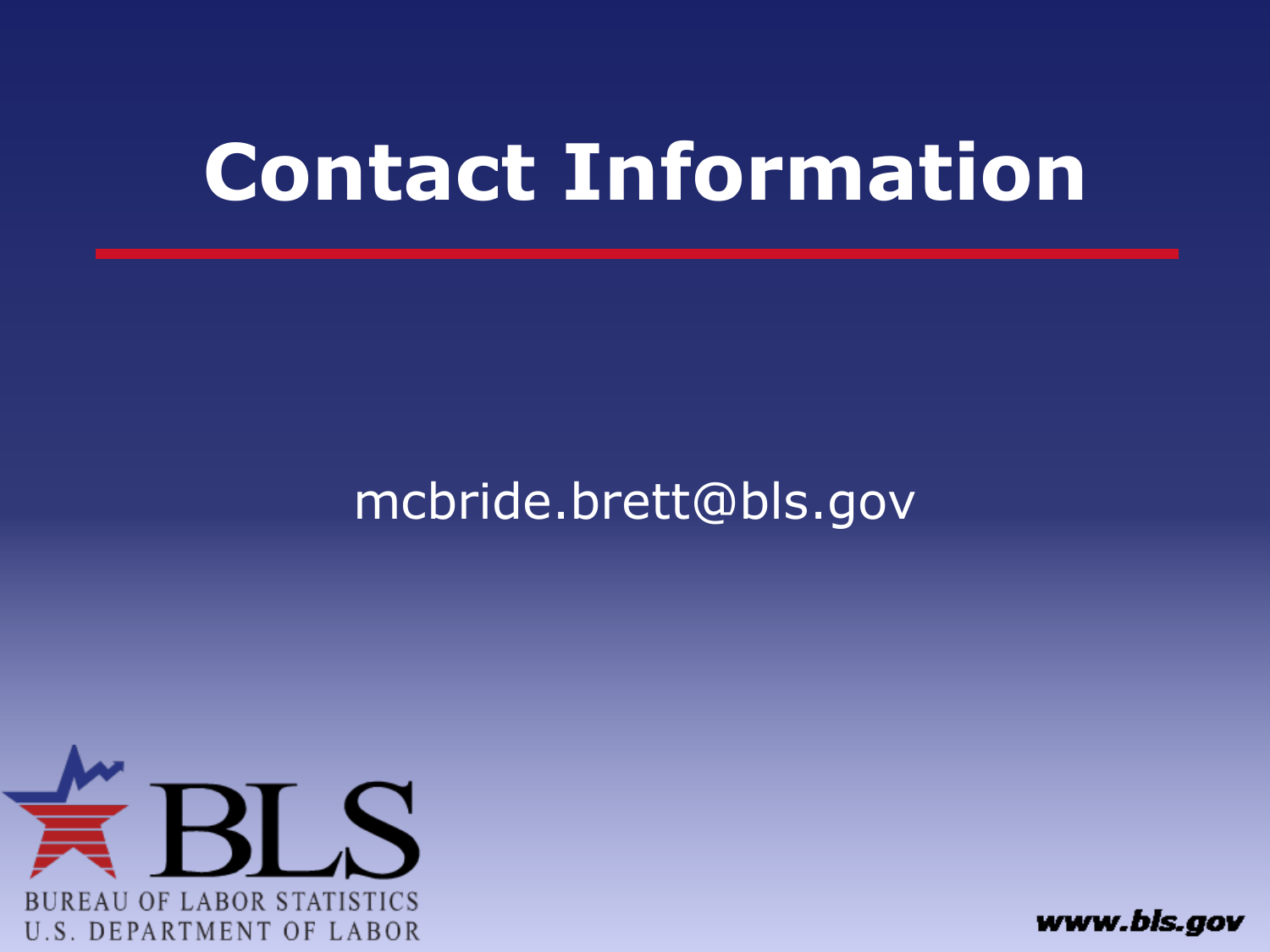# Contact Information

mcbride.brett@bls.gov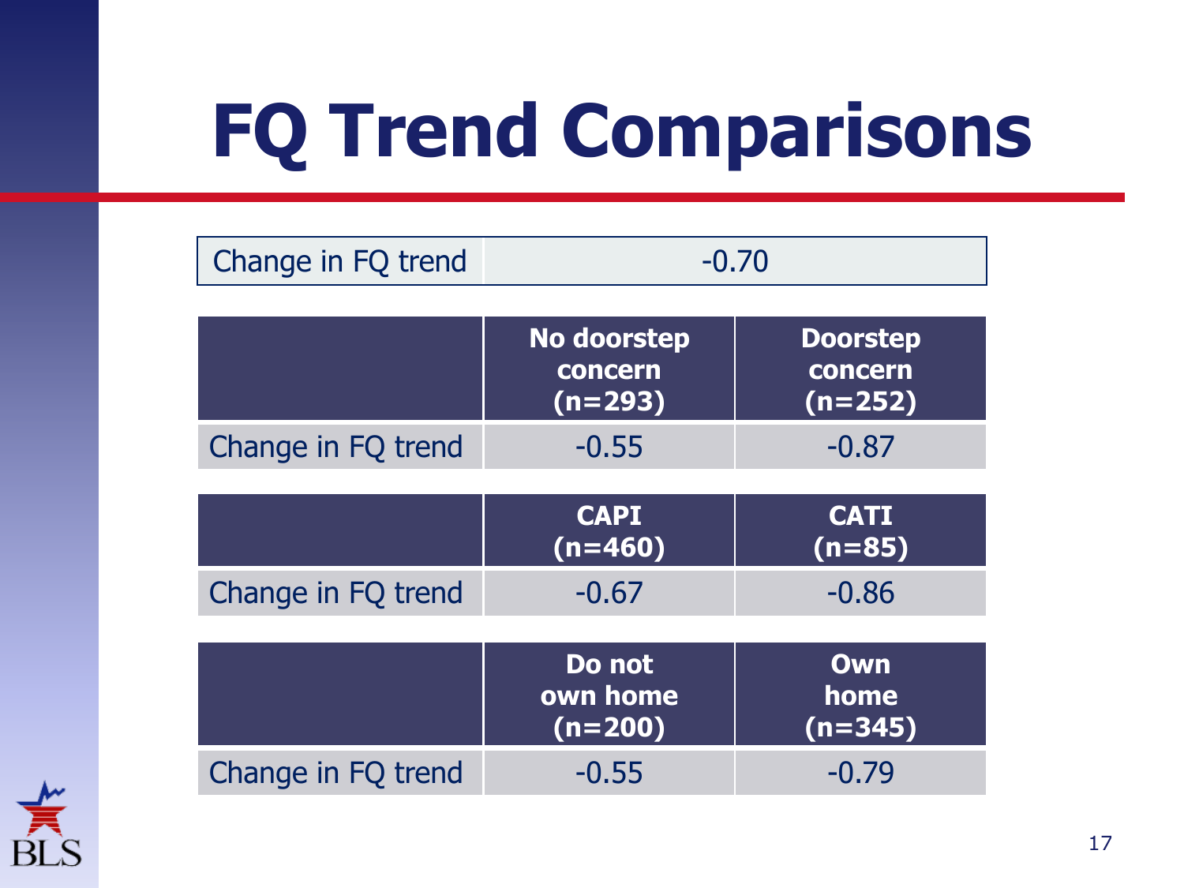# FQ Trend Comparisons

| Change in FQ trend | -0.70 |
|---|---|

| | No doorstep concern (n=293) | Doorstep concern (n=252) |
|---|---|---|
| Change in FQ trend | -0.55 | -0.87 |

| | CAPI (n=460) | CATI (n=85) |
|---|---|---|
| Change in FQ trend | -0.67 | -0.86 |

| | Do not own home (n=200) | Own home (n=345) |
|---|---|---|
| Change in FQ trend | -0.55 | -0.79 |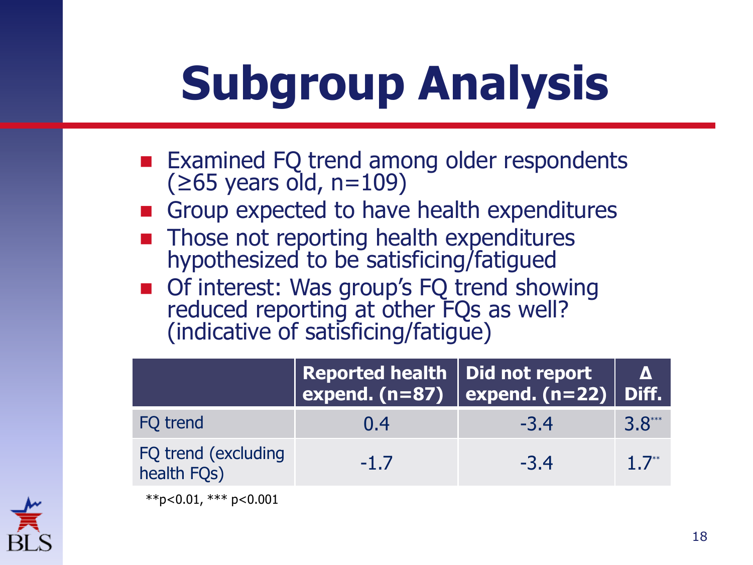# Subgroup Analysis

- Examined FQ trend among older respondents (≥65 years old, n=109)
- Group expected to have health expenditures
- Those not reporting health expenditures hypothesized to be satisficing/fatigued
- Of interest: Was group's FQ trend showing reduced reporting at other FQs as well? (indicative of satisficing/fatigue)

| | Reported health expend. (n=87) | Did not report expend. (n=22) | Δ Diff. |
|---|---|---|---|
| FQ trend | 0.4 | -3.4 | 3.8*** |
| FQ trend (excluding health FQs) | -1.7 | -3.4 | 1.7** |

**$p<0.01$, *** $p<0.001$